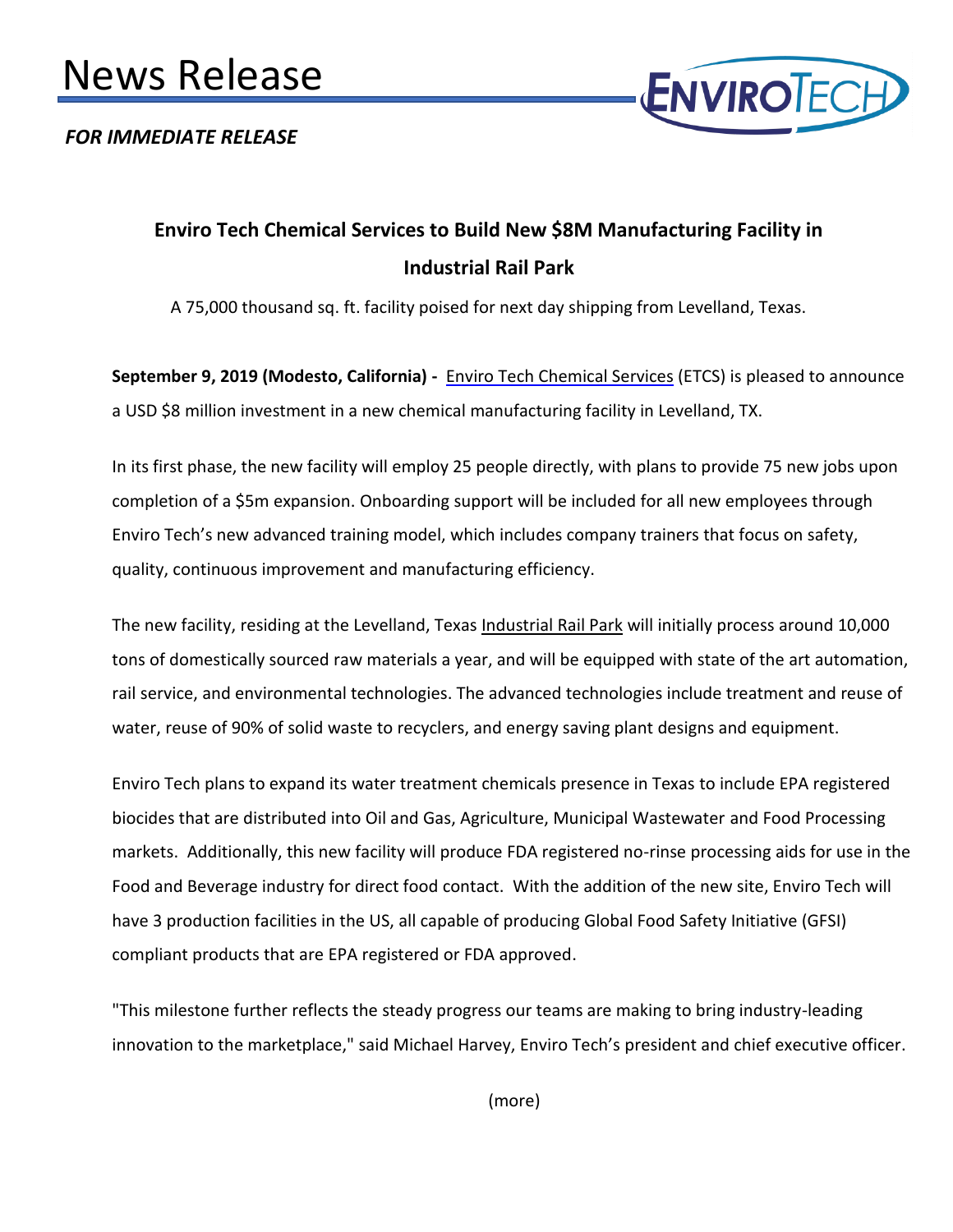# News Release

***FOR IMMEDIATE RELEASE***

## Enviro Tech Chemical Services to Build New $8M Manufacturing Facility in Industrial Rail Park

A 75,000 thousand sq. ft. facility poised for next day shipping from Levelland, Texas.

**September 9, 2019 (Modesto, California) -** Enviro Tech Chemical Services (ETCS) is pleased to announce a USD $8 million investment in a new chemical manufacturing facility in Levelland, TX.

In its first phase, the new facility will employ 25 people directly, with plans to provide 75 new jobs upon completion of a $5m expansion. Onboarding support will be included for all new employees through Enviro Tech's new advanced training model, which includes company trainers that focus on safety, quality, continuous improvement and manufacturing efficiency.

The new facility, residing at the Levelland, Texas Industrial Rail Park will initially process around 10,000 tons of domestically sourced raw materials a year, and will be equipped with state of the art automation, rail service, and environmental technologies. The advanced technologies include treatment and reuse of water, reuse of 90% of solid waste to recyclers, and energy saving plant designs and equipment.

Enviro Tech plans to expand its water treatment chemicals presence in Texas to include EPA registered biocides that are distributed into Oil and Gas, Agriculture, Municipal Wastewater and Food Processing markets. Additionally, this new facility will produce FDA registered no-rinse processing aids for use in the Food and Beverage industry for direct food contact. With the addition of the new site, Enviro Tech will have 3 production facilities in the US, all capable of producing Global Food Safety Initiative (GFSI) compliant products that are EPA registered or FDA approved.

"This milestone further reflects the steady progress our teams are making to bring industry-leading innovation to the marketplace," said Michael Harvey, Enviro Tech's president and chief executive officer.

(more)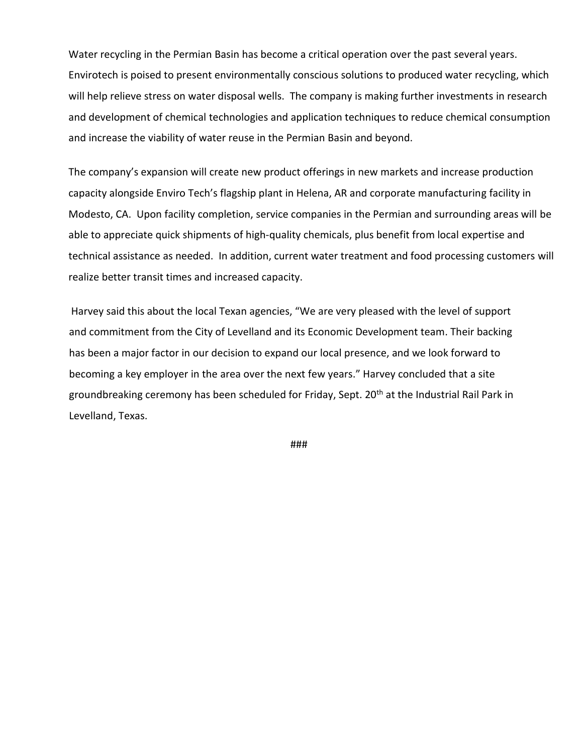Water recycling in the Permian Basin has become a critical operation over the past several years. Envirotech is poised to present environmentally conscious solutions to produced water recycling, which will help relieve stress on water disposal wells. The company is making further investments in research and development of chemical technologies and application techniques to reduce chemical consumption and increase the viability of water reuse in the Permian Basin and beyond.

The company's expansion will create new product offerings in new markets and increase production capacity alongside Enviro Tech's flagship plant in Helena, AR and corporate manufacturing facility in Modesto, CA. Upon facility completion, service companies in the Permian and surrounding areas will be able to appreciate quick shipments of high-quality chemicals, plus benefit from local expertise and technical assistance as needed. In addition, current water treatment and food processing customers will realize better transit times and increased capacity.

Harvey said this about the local Texan agencies, "We are very pleased with the level of support and commitment from the City of Levelland and its Economic Development team. Their backing has been a major factor in our decision to expand our local presence, and we look forward to becoming a key employer in the area over the next few years." Harvey concluded that a site groundbreaking ceremony has been scheduled for Friday, Sept. 20th at the Industrial Rail Park in Levelland, Texas.

###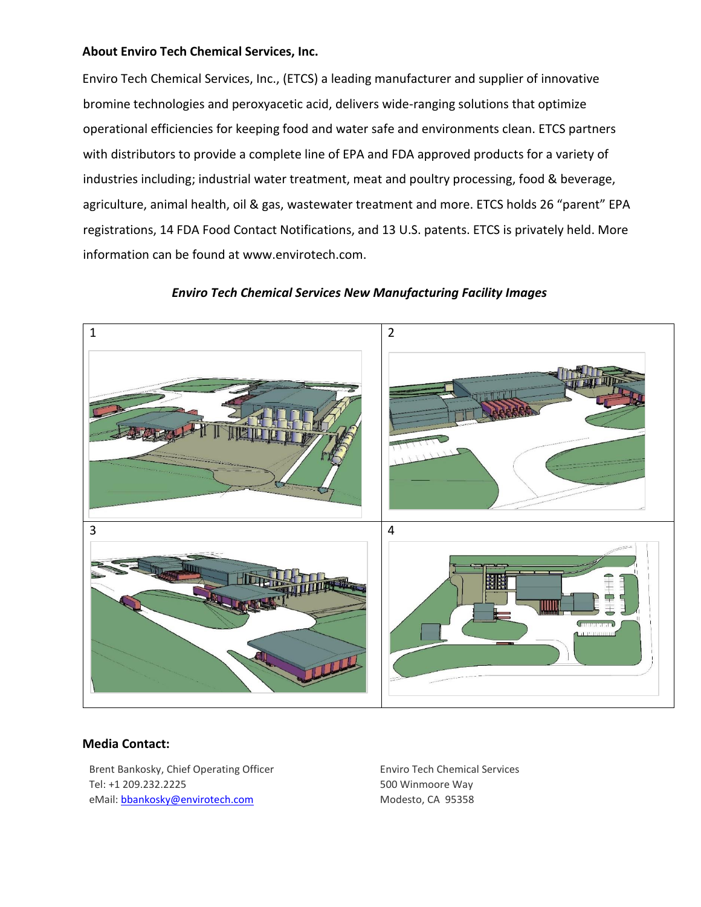### About Enviro Tech Chemical Services, Inc.

Enviro Tech Chemical Services, Inc., (ETCS) a leading manufacturer and supplier of innovative bromine technologies and peroxyacetic acid, delivers wide-ranging solutions that optimize operational efficiencies for keeping food and water safe and environments clean. ETCS partners with distributors to provide a complete line of EPA and FDA approved products for a variety of industries including; industrial water treatment, meat and poultry processing, food & beverage, agriculture, animal health, oil & gas, wastewater treatment and more. ETCS holds 26 “parent” EPA registrations, 14 FDA Food Contact Notifications, and 13 U.S. patents. ETCS is privately held. More information can be found at www.envirotech.com.

***Enviro Tech Chemical Services New Manufacturing Facility Images***

1

2

3

4

### Media Contact:

Brent Bankosky, Chief Operating Officer
Tel: +1 209.232.2225
eMail: bbankosky@envirotech.com

Enviro Tech Chemical Services
500 Winmoore Way
Modesto, CA 95358